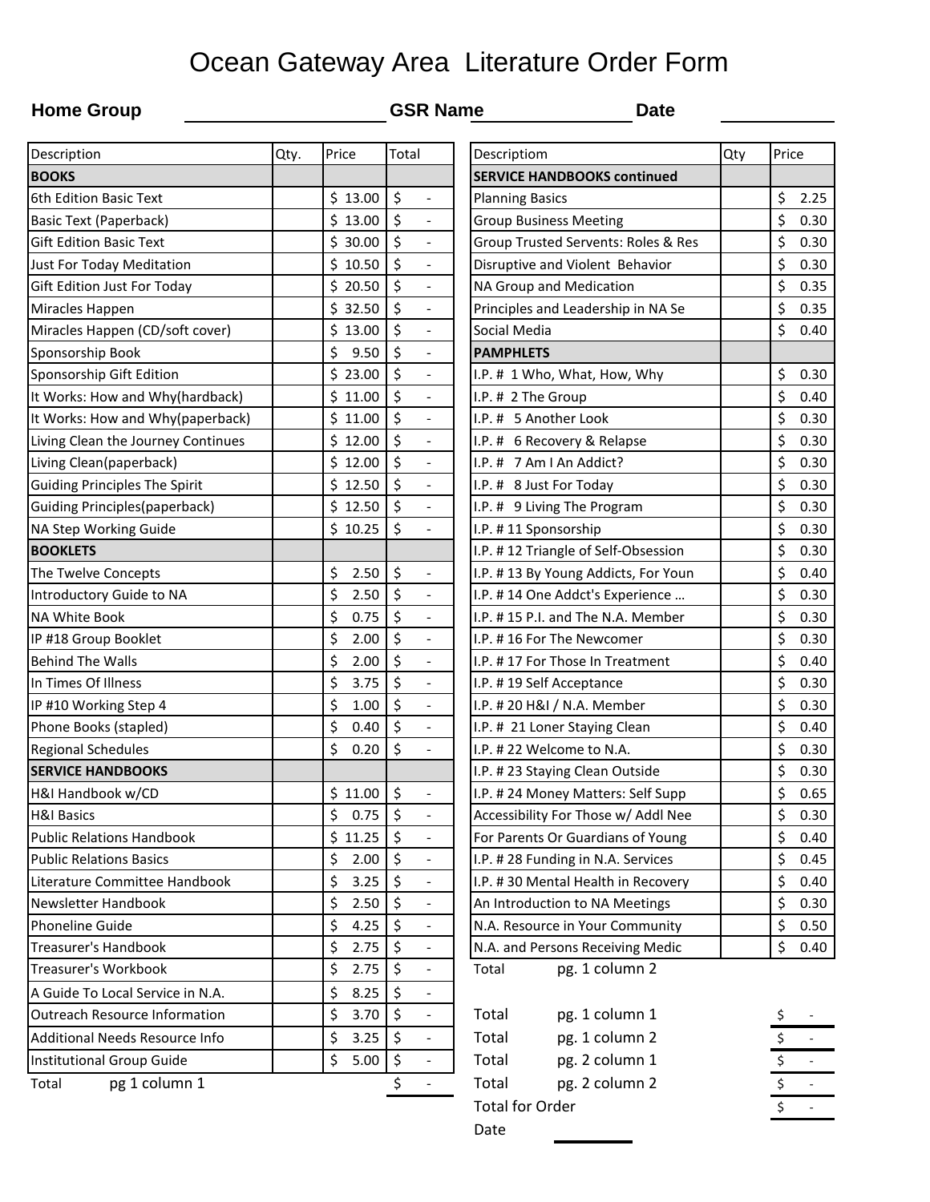# Ocean Gateway Area Literature Order Form

**Home Group** ____________ **GSR Name** ____________ **Date** ____________

| Description | Qty. | Price | Total |
|---|---|---|---|
| **BOOKS** | | | |
| 6th Edition Basic Text | | $ 13.00 | $ - |
| Basic Text (Paperback) | | $ 13.00 | $ - |
| Gift Edition Basic Text | | $ 30.00 | $ - |
| Just For Today Meditation | | $ 10.50 | $ - |
| Gift Edition Just For Today | | $ 20.50 | $ - |
| Miracles Happen | | $ 32.50 | $ - |
| Miracles Happen (CD/soft cover) | | $ 13.00 | $ - |
| Sponsorship Book | | $ 9.50 | $ - |
| Sponsorship Gift Edition | | $ 23.00 | $ - |
| It Works: How and Why(hardback) | | $ 11.00 | $ - |
| It Works: How and Why(paperback) | | $ 11.00 | $ - |
| Living Clean the Journey Continues | | $ 12.00 | $ - |
| Living Clean(paperback) | | $ 12.00 | $ - |
| Guiding Principles The Spirit | | $ 12.50 | $ - |
| Guiding Principles(paperback) | | $ 12.50 | $ - |
| NA Step Working Guide | | $ 10.25 | $ - |
| **BOOKLETS** | | | |
| The Twelve Concepts | | $ 2.50 | $ - |
| Introductory Guide to NA | | $ 2.50 | $ - |
| NA White Book | | $ 0.75 | $ - |
| IP #18 Group Booklet | | $ 2.00 | $ - |
| Behind The Walls | | $ 2.00 | $ - |
| In Times Of Illness | | $ 3.75 | $ - |
| IP #10 Working Step 4 | | $ 1.00 | $ - |
| Phone Books (stapled) | | $ 0.40 | $ - |
| Regional Schedules | | $ 0.20 | $ - |
| **SERVICE HANDBOOKS** | | | |
| H&I Handbook w/CD | | $ 11.00 | $ - |
| H&I Basics | | $ 0.75 | $ - |
| Public Relations Handbook | | $ 11.25 | $ - |
| Public Relations Basics | | $ 2.00 | $ - |
| Literature Committee Handbook | | $ 3.25 | $ - |
| Newsletter Handbook | | $ 2.50 | $ - |
| Phoneline Guide | | $ 4.25 | $ - |
| Treasurer's Handbook | | $ 2.75 | $ - |
| Treasurer's Workbook | | $ 2.75 | $ - |
| A Guide To Local Service in N.A. | | $ 8.25 | $ - |
| Outreach Resource Information | | $ 3.70 | $ - |
| Additional Needs Resource Info | | $ 3.25 | $ - |
| Institutional Group Guide | | $ 5.00 | $ - |
| Total pg 1 column 1 | | | $ - |

| Descriptiom | Qty | Price |
|---|---|---|
| **SERVICE HANDBOOKS continued** | | |
| Planning Basics | | $ 2.25 |
| Group Business Meeting | | $ 0.30 |
| Group Trusted Servents: Roles & Res | | $ 0.30 |
| Disruptive and Violent Behavior | | $ 0.30 |
| NA Group and Medication | | $ 0.35 |
| Principles and Leadership in NA Se | | $ 0.35 |
| Social Media | | $ 0.40 |
| **PAMPHLETS** | | |
| I.P. # 1 Who, What, How, Why | | $ 0.30 |
| I.P. # 2 The Group | | $ 0.40 |
| I.P. # 5 Another Look | | $ 0.30 |
| I.P. # 6 Recovery & Relapse | | $ 0.30 |
| I.P. # 7 Am I An Addict? | | $ 0.30 |
| I.P. # 8 Just For Today | | $ 0.30 |
| I.P. # 9 Living The Program | | $ 0.30 |
| I.P. # 11 Sponsorship | | $ 0.30 |
| I.P. # 12 Triangle of Self-Obsession | | $ 0.30 |
| I.P. # 13 By Young Addicts, For Youn | | $ 0.40 |
| I.P. # 14 One Addct's Experience … | | $ 0.30 |
| I.P. # 15 P.I. and The N.A. Member | | $ 0.30 |
| I.P. # 16 For The Newcomer | | $ 0.30 |
| I.P. # 17 For Those In Treatment | | $ 0.40 |
| I.P. # 19 Self Acceptance | | $ 0.30 |
| I.P. # 20 H&I / N.A. Member | | $ 0.30 |
| I.P. # 21 Loner Staying Clean | | $ 0.40 |
| I.P. # 22 Welcome to N.A. | | $ 0.30 |
| I.P. # 23 Staying Clean Outside | | $ 0.30 |
| I.P. # 24 Money Matters: Self Supp | | $ 0.65 |
| Accessibility For Those w/ Addl Nee | | $ 0.30 |
| For Parents Or Guardians of Young | | $ 0.40 |
| I.P. # 28 Funding in N.A. Services | | $ 0.45 |
| I.P. # 30 Mental Health in Recovery | | $ 0.40 |
| An Introduction to NA Meetings | | $ 0.30 |
| N.A. Resource in Your Community | | $ 0.50 |
| N.A. and Persons Receiving Medic | | $ 0.40 |
| Total pg. 1 column 2 | | |

| | |
|---|---|
| Total pg. 1 column 1 | $ - |
| Total pg. 1 column 2 | $ - |
| Total pg. 2 column 1 | $ - |
| Total pg. 2 column 2 | $ - |
| Total for Order | $ - |

Date ____________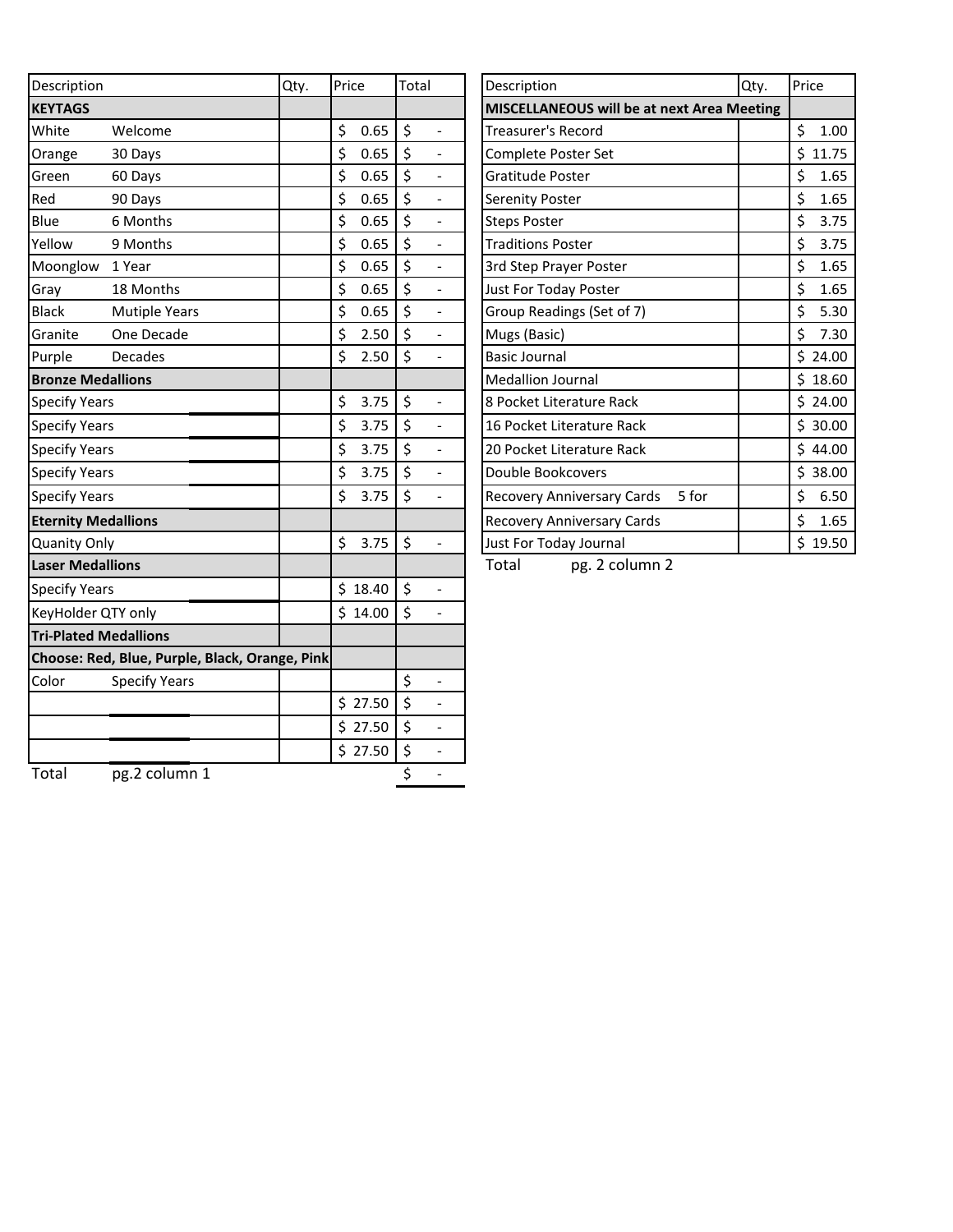| Description | | Qty. | Price | Total |
|---|---|---|---|---|
| **KEYTAGS** | | | | |
| White | Welcome | | $ 0.65 | $ - |
| Orange | 30 Days | | $ 0.65 | $ - |
| Green | 60 Days | | $ 0.65 | $ - |
| Red | 90 Days | | $ 0.65 | $ - |
| Blue | 6 Months | | $ 0.65 | $ - |
| Yellow | 9 Months | | $ 0.65 | $ - |
| Moonglow | 1 Year | | $ 0.65 | $ - |
| Gray | 18 Months | | $ 0.65 | $ - |
| Black | Mutiple Years | | $ 0.65 | $ - |
| Granite | One Decade | | $ 2.50 | $ - |
| Purple | Decades | | $ 2.50 | $ - |
| **Bronze Medallions** | | | | |
| Specify Years | ________ | | $ 3.75 | $ - |
| Specify Years | ________ | | $ 3.75 | $ - |
| Specify Years | ________ | | $ 3.75 | $ - |
| Specify Years | ________ | | $ 3.75 | $ - |
| Specify Years | ________ | | $ 3.75 | $ - |
| **Eternity Medallions** | | | | |
| Quanity Only | | | $ 3.75 | $ - |
| **Laser Medallions** | | | | |
| Specify Years | ________ | | $ 18.40 | $ - |
| KeyHolder QTY only | | | $ 14.00 | $ - |
| **Tri-Plated Medallions** | | | | |
| **Choose: Red, Blue, Purple, Black, Orange, Pink** | | | | |
| Color | Specify Years | | | $ - |
| | ________ | | $ 27.50 | $ - |
| | ________ | | $ 27.50 | $ - |
| | ________ | | $ 27.50 | $ - |
| Total | pg.2 column 1 | | | $ - |

| Description | Qty. | Price |
|---|---|---|
| **MISCELLANEOUS will be at next Area Meeting** | | |
| Treasurer's Record | | $ 1.00 |
| Complete Poster Set | | $ 11.75 |
| Gratitude Poster | | $ 1.65 |
| Serenity Poster | | $ 1.65 |
| Steps Poster | | $ 3.75 |
| Traditions Poster | | $ 3.75 |
| 3rd Step Prayer Poster | | $ 1.65 |
| Just For Today Poster | | $ 1.65 |
| Group Readings (Set of 7) | | $ 5.30 |
| Mugs (Basic) | | $ 7.30 |
| Basic Journal | | $ 24.00 |
| Medallion Journal | | $ 18.60 |
| 8 Pocket Literature Rack | | $ 24.00 |
| 16 Pocket Literature Rack | | $ 30.00 |
| 20 Pocket Literature Rack | | $ 44.00 |
| Double Bookcovers | | $ 38.00 |
| Recovery Anniversary Cards 5 for | | $ 6.50 |
| Recovery Anniversary Cards | | $ 1.65 |
| Just For Today Journal | | $ 19.50 |
| Total pg. 2 column 2 | | |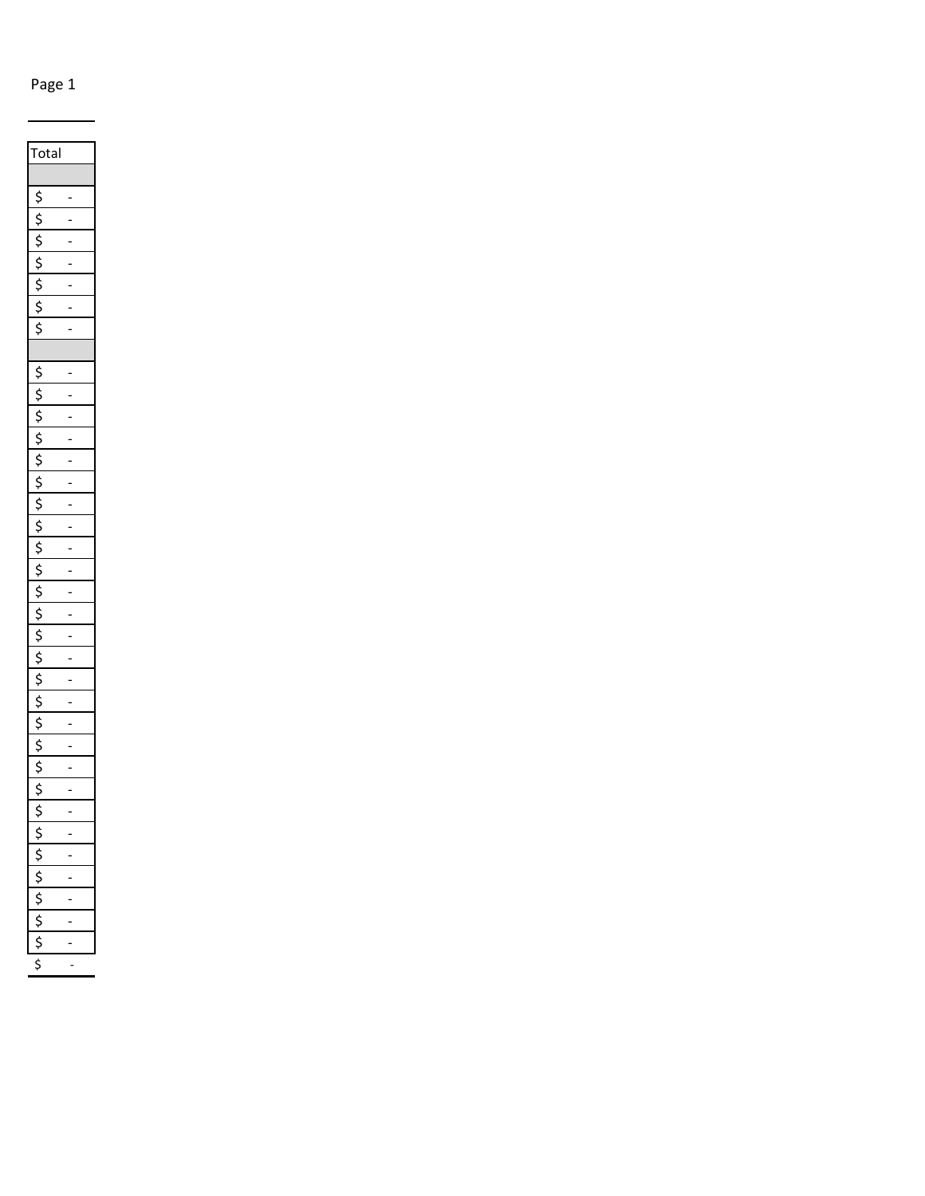| Total |
| --- |
| |
| $ - |
| $ - |
| $ - |
| $ - |
| $ - |
| $ - |
| $ - |
| |
| $ - |
| $ - |
| $ - |
| $ - |
| $ - |
| $ - |
| $ - |
| $ - |
| $ - |
| $ - |
| $ - |
| $ - |
| $ - |
| $ - |
| $ - |
| $ - |
| $ - |
| $ - |
| $ - |
| $ - |
| $ - |
| $ - |
| $ - |
| $ - |
| $ - |
| $ - |
| $ - |
| $ - |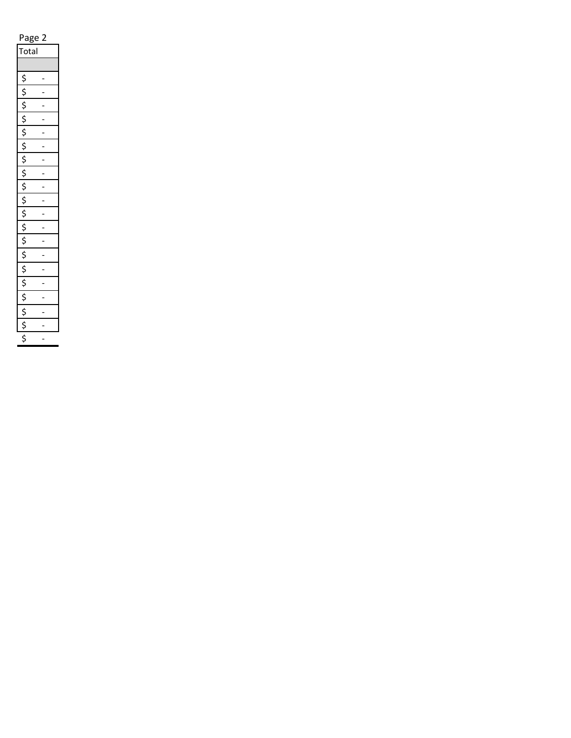Page 2

| Total |
| --- |
| |
| $ - |
| $ - |
| $ - |
| $ - |
| $ - |
| $ - |
| $ - |
| $ - |
| $ - |
| $ - |
| $ - |
| $ - |
| $ - |
| $ - |
| $ - |
| $ - |
| $ - |
| $ - |
| $ - |
| $ - |